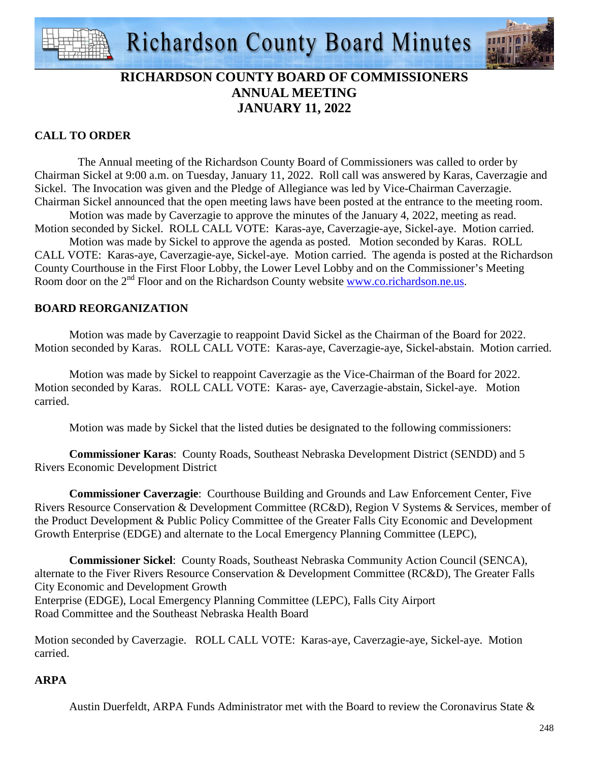# RICHARDSON COUNTY BOARD OF COMMISSIONERS
## ANNUAL MEETING
## JANUARY 11, 2022

### CALL TO ORDER

The Annual meeting of the Richardson County Board of Commissioners was called to order by Chairman Sickel at 9:00 a.m. on Tuesday, January 11, 2022. Roll call was answered by Karas, Caverzagie and Sickel. The Invocation was given and the Pledge of Allegiance was led by Vice-Chairman Caverzagie. Chairman Sickel announced that the open meeting laws have been posted at the entrance to the meeting room.

Motion was made by Caverzagie to approve the minutes of the January 4, 2022, meeting as read. Motion seconded by Sickel. ROLL CALL VOTE: Karas-aye, Caverzagie-aye, Sickel-aye. Motion carried.

Motion was made by Sickel to approve the agenda as posted. Motion seconded by Karas. ROLL CALL VOTE: Karas-aye, Caverzagie-aye, Sickel-aye. Motion carried. The agenda is posted at the Richardson County Courthouse in the First Floor Lobby, the Lower Level Lobby and on the Commissioner's Meeting Room door on the 2nd Floor and on the Richardson County website www.co.richardson.ne.us.

### BOARD REORGANIZATION

Motion was made by Caverzagie to reappoint David Sickel as the Chairman of the Board for 2022. Motion seconded by Karas. ROLL CALL VOTE: Karas-aye, Caverzagie-aye, Sickel-abstain. Motion carried.

Motion was made by Sickel to reappoint Caverzagie as the Vice-Chairman of the Board for 2022. Motion seconded by Karas. ROLL CALL VOTE: Karas- aye, Caverzagie-abstain, Sickel-aye. Motion carried.

Motion was made by Sickel that the listed duties be designated to the following commissioners:

**Commissioner Karas**: County Roads, Southeast Nebraska Development District (SENDD) and 5 Rivers Economic Development District

**Commissioner Caverzagie**: Courthouse Building and Grounds and Law Enforcement Center, Five Rivers Resource Conservation & Development Committee (RC&D), Region V Systems & Services, member of the Product Development & Public Policy Committee of the Greater Falls City Economic and Development Growth Enterprise (EDGE) and alternate to the Local Emergency Planning Committee (LEPC),

**Commissioner Sickel**: County Roads, Southeast Nebraska Community Action Council (SENCA), alternate to the Fiver Rivers Resource Conservation & Development Committee (RC&D), The Greater Falls City Economic and Development Growth Enterprise (EDGE), Local Emergency Planning Committee (LEPC), Falls City Airport Road Committee and the Southeast Nebraska Health Board

Motion seconded by Caverzagie. ROLL CALL VOTE: Karas-aye, Caverzagie-aye, Sickel-aye. Motion carried.

### ARPA

Austin Duerfeldt, ARPA Funds Administrator met with the Board to review the Coronavirus State &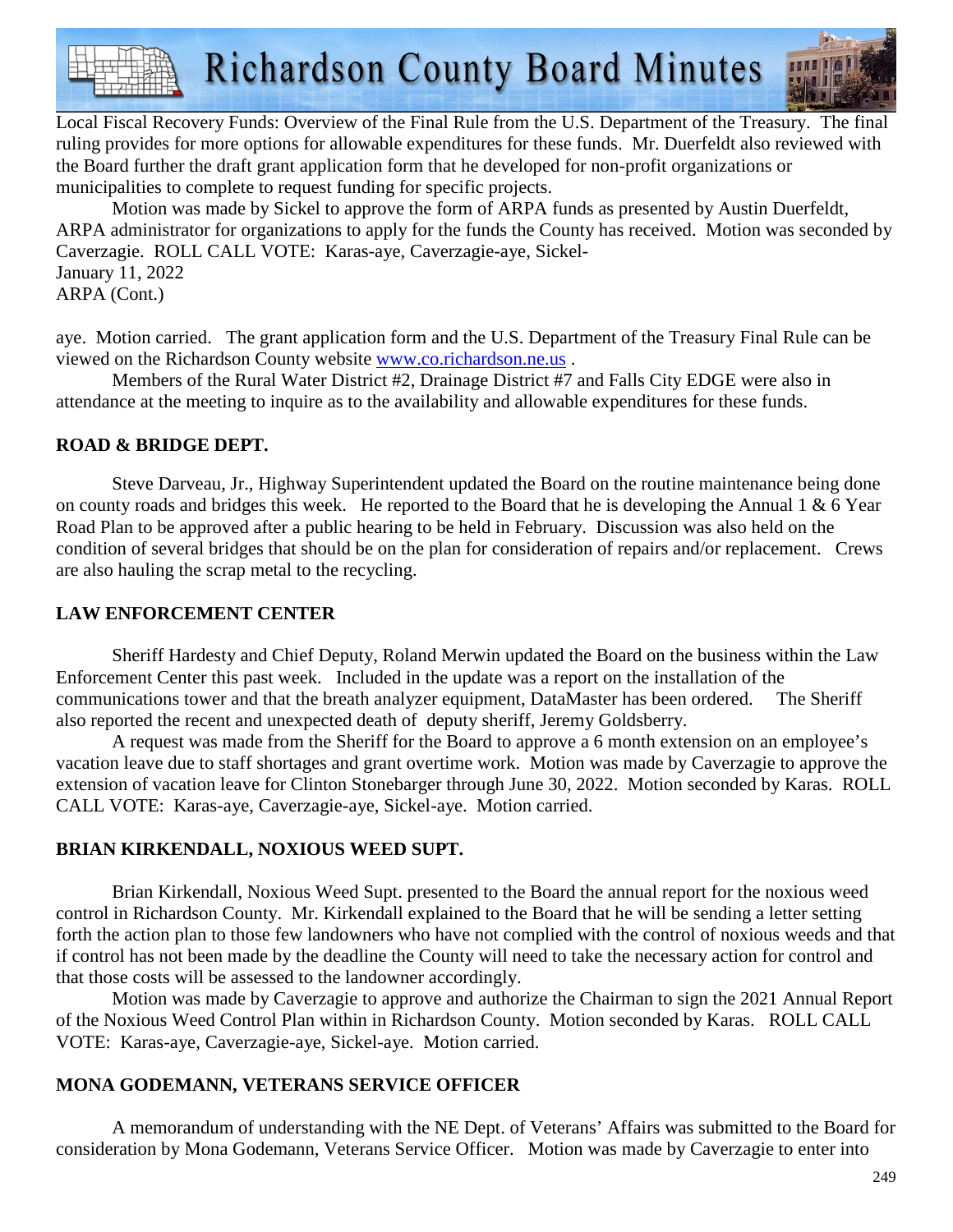Local Fiscal Recovery Funds: Overview of the Final Rule from the U.S. Department of the Treasury. The final ruling provides for more options for allowable expenditures for these funds. Mr. Duerfeldt also reviewed with the Board further the draft grant application form that he developed for non-profit organizations or municipalities to complete to request funding for specific projects.

Motion was made by Sickel to approve the form of ARPA funds as presented by Austin Duerfeldt, ARPA administrator for organizations to apply for the funds the County has received. Motion was seconded by Caverzagie. ROLL CALL VOTE: Karas-aye, Caverzagie-aye, Sickel-

January 11, 2022
ARPA (Cont.)

aye. Motion carried. The grant application form and the U.S. Department of the Treasury Final Rule can be viewed on the Richardson County website www.co.richardson.ne.us .

Members of the Rural Water District #2, Drainage District #7 and Falls City EDGE were also in attendance at the meeting to inquire as to the availability and allowable expenditures for these funds.

**ROAD & BRIDGE DEPT.**

Steve Darveau, Jr., Highway Superintendent updated the Board on the routine maintenance being done on county roads and bridges this week. He reported to the Board that he is developing the Annual 1 & 6 Year Road Plan to be approved after a public hearing to be held in February. Discussion was also held on the condition of several bridges that should be on the plan for consideration of repairs and/or replacement. Crews are also hauling the scrap metal to the recycling.

**LAW ENFORCEMENT CENTER**

Sheriff Hardesty and Chief Deputy, Roland Merwin updated the Board on the business within the Law Enforcement Center this past week. Included in the update was a report on the installation of the communications tower and that the breath analyzer equipment, DataMaster has been ordered. The Sheriff also reported the recent and unexpected death of deputy sheriff, Jeremy Goldsberry.

A request was made from the Sheriff for the Board to approve a 6 month extension on an employee's vacation leave due to staff shortages and grant overtime work. Motion was made by Caverzagie to approve the extension of vacation leave for Clinton Stonebarger through June 30, 2022. Motion seconded by Karas. ROLL CALL VOTE: Karas-aye, Caverzagie-aye, Sickel-aye. Motion carried.

**BRIAN KIRKENDALL, NOXIOUS WEED SUPT.**

Brian Kirkendall, Noxious Weed Supt. presented to the Board the annual report for the noxious weed control in Richardson County. Mr. Kirkendall explained to the Board that he will be sending a letter setting forth the action plan to those few landowners who have not complied with the control of noxious weeds and that if control has not been made by the deadline the County will need to take the necessary action for control and that those costs will be assessed to the landowner accordingly.

Motion was made by Caverzagie to approve and authorize the Chairman to sign the 2021 Annual Report of the Noxious Weed Control Plan within in Richardson County. Motion seconded by Karas. ROLL CALL VOTE: Karas-aye, Caverzagie-aye, Sickel-aye. Motion carried.

**MONA GODEMANN, VETERANS SERVICE OFFICER**

A memorandum of understanding with the NE Dept. of Veterans' Affairs was submitted to the Board for consideration by Mona Godemann, Veterans Service Officer. Motion was made by Caverzagie to enter into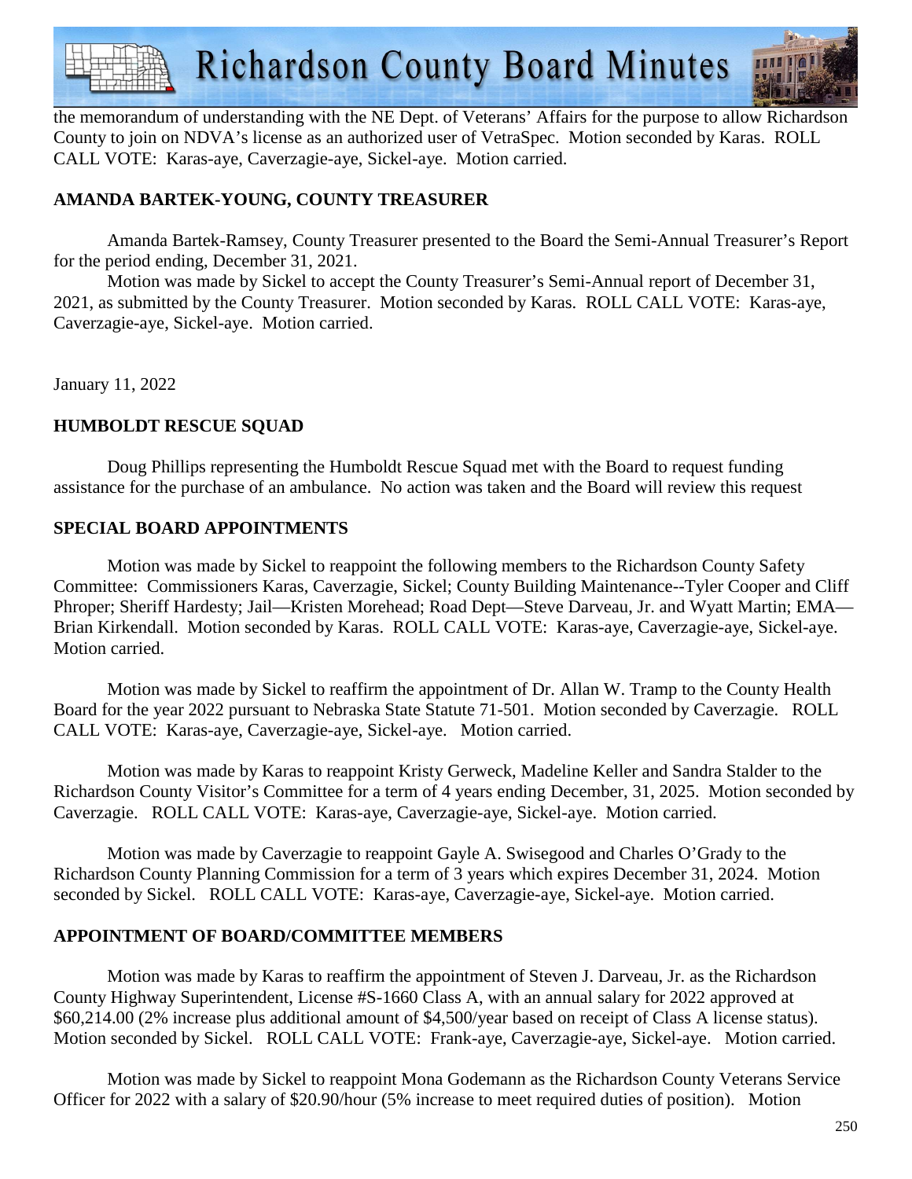the memorandum of understanding with the NE Dept. of Veterans' Affairs for the purpose to allow Richardson County to join on NDVA's license as an authorized user of VetraSpec. Motion seconded by Karas. ROLL CALL VOTE: Karas-aye, Caverzagie-aye, Sickel-aye. Motion carried.

**AMANDA BARTEK-YOUNG, COUNTY TREASURER**

Amanda Bartek-Ramsey, County Treasurer presented to the Board the Semi-Annual Treasurer's Report for the period ending, December 31, 2021.

Motion was made by Sickel to accept the County Treasurer's Semi-Annual report of December 31, 2021, as submitted by the County Treasurer. Motion seconded by Karas. ROLL CALL VOTE: Karas-aye, Caverzagie-aye, Sickel-aye. Motion carried.

January 11, 2022

**HUMBOLDT RESCUE SQUAD**

Doug Phillips representing the Humboldt Rescue Squad met with the Board to request funding assistance for the purchase of an ambulance. No action was taken and the Board will review this request

**SPECIAL BOARD APPOINTMENTS**

Motion was made by Sickel to reappoint the following members to the Richardson County Safety Committee: Commissioners Karas, Caverzagie, Sickel; County Building Maintenance--Tyler Cooper and Cliff Phroper; Sheriff Hardesty; Jail—Kristen Morehead; Road Dept—Steve Darveau, Jr. and Wyatt Martin; EMA—Brian Kirkendall. Motion seconded by Karas. ROLL CALL VOTE: Karas-aye, Caverzagie-aye, Sickel-aye. Motion carried.

Motion was made by Sickel to reaffirm the appointment of Dr. Allan W. Tramp to the County Health Board for the year 2022 pursuant to Nebraska State Statute 71-501. Motion seconded by Caverzagie. ROLL CALL VOTE: Karas-aye, Caverzagie-aye, Sickel-aye. Motion carried.

Motion was made by Karas to reappoint Kristy Gerweck, Madeline Keller and Sandra Stalder to the Richardson County Visitor's Committee for a term of 4 years ending December, 31, 2025. Motion seconded by Caverzagie. ROLL CALL VOTE: Karas-aye, Caverzagie-aye, Sickel-aye. Motion carried.

Motion was made by Caverzagie to reappoint Gayle A. Swisegood and Charles O'Grady to the Richardson County Planning Commission for a term of 3 years which expires December 31, 2024. Motion seconded by Sickel. ROLL CALL VOTE: Karas-aye, Caverzagie-aye, Sickel-aye. Motion carried.

**APPOINTMENT OF BOARD/COMMITTEE MEMBERS**

Motion was made by Karas to reaffirm the appointment of Steven J. Darveau, Jr. as the Richardson County Highway Superintendent, License #S-1660 Class A, with an annual salary for 2022 approved at $60,214.00 (2% increase plus additional amount of $4,500/year based on receipt of Class A license status). Motion seconded by Sickel. ROLL CALL VOTE: Frank-aye, Caverzagie-aye, Sickel-aye. Motion carried.

Motion was made by Sickel to reappoint Mona Godemann as the Richardson County Veterans Service Officer for 2022 with a salary of $20.90/hour (5% increase to meet required duties of position). Motion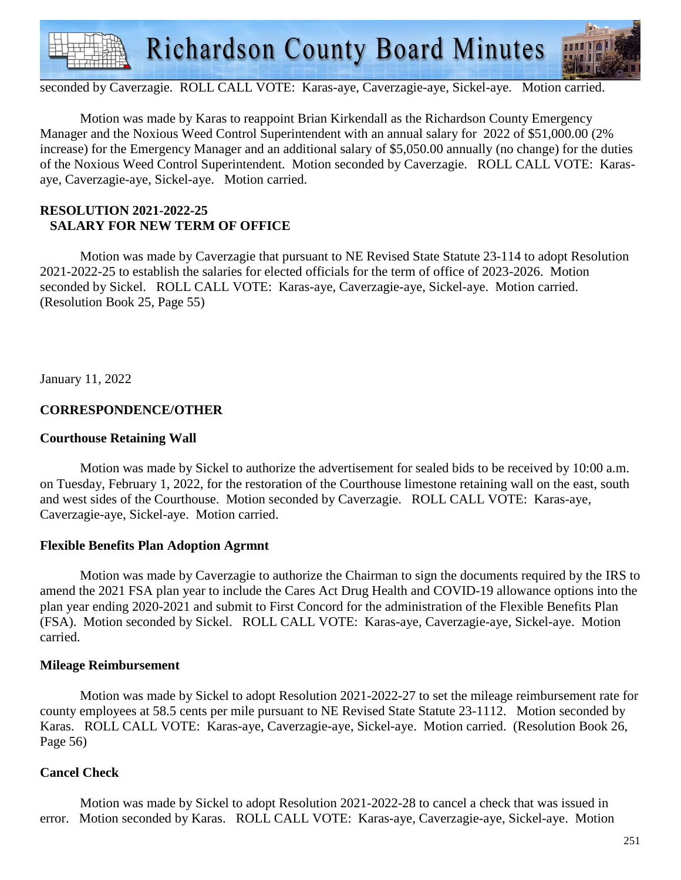seconded by Caverzagie. ROLL CALL VOTE: Karas-aye, Caverzagie-aye, Sickel-aye. Motion carried.

Motion was made by Karas to reappoint Brian Kirkendall as the Richardson County Emergency Manager and the Noxious Weed Control Superintendent with an annual salary for 2022 of $51,000.00 (2% increase) for the Emergency Manager and an additional salary of $5,050.00 annually (no change) for the duties of the Noxious Weed Control Superintendent. Motion seconded by Caverzagie. ROLL CALL VOTE: Karas-aye, Caverzagie-aye, Sickel-aye. Motion carried.

**RESOLUTION 2021-2022-25**
**SALARY FOR NEW TERM OF OFFICE**

Motion was made by Caverzagie that pursuant to NE Revised State Statute 23-114 to adopt Resolution 2021-2022-25 to establish the salaries for elected officials for the term of office of 2023-2026. Motion seconded by Sickel. ROLL CALL VOTE: Karas-aye, Caverzagie-aye, Sickel-aye. Motion carried. (Resolution Book 25, Page 55)

January 11, 2022

**CORRESPONDENCE/OTHER**

**Courthouse Retaining Wall**

Motion was made by Sickel to authorize the advertisement for sealed bids to be received by 10:00 a.m. on Tuesday, February 1, 2022, for the restoration of the Courthouse limestone retaining wall on the east, south and west sides of the Courthouse. Motion seconded by Caverzagie. ROLL CALL VOTE: Karas-aye, Caverzagie-aye, Sickel-aye. Motion carried.

**Flexible Benefits Plan Adoption Agrmnt**

Motion was made by Caverzagie to authorize the Chairman to sign the documents required by the IRS to amend the 2021 FSA plan year to include the Cares Act Drug Health and COVID-19 allowance options into the plan year ending 2020-2021 and submit to First Concord for the administration of the Flexible Benefits Plan (FSA). Motion seconded by Sickel. ROLL CALL VOTE: Karas-aye, Caverzagie-aye, Sickel-aye. Motion carried.

**Mileage Reimbursement**

Motion was made by Sickel to adopt Resolution 2021-2022-27 to set the mileage reimbursement rate for county employees at 58.5 cents per mile pursuant to NE Revised State Statute 23-1112. Motion seconded by Karas. ROLL CALL VOTE: Karas-aye, Caverzagie-aye, Sickel-aye. Motion carried. (Resolution Book 26, Page 56)

**Cancel Check**

Motion was made by Sickel to adopt Resolution 2021-2022-28 to cancel a check that was issued in error. Motion seconded by Karas. ROLL CALL VOTE: Karas-aye, Caverzagie-aye, Sickel-aye. Motion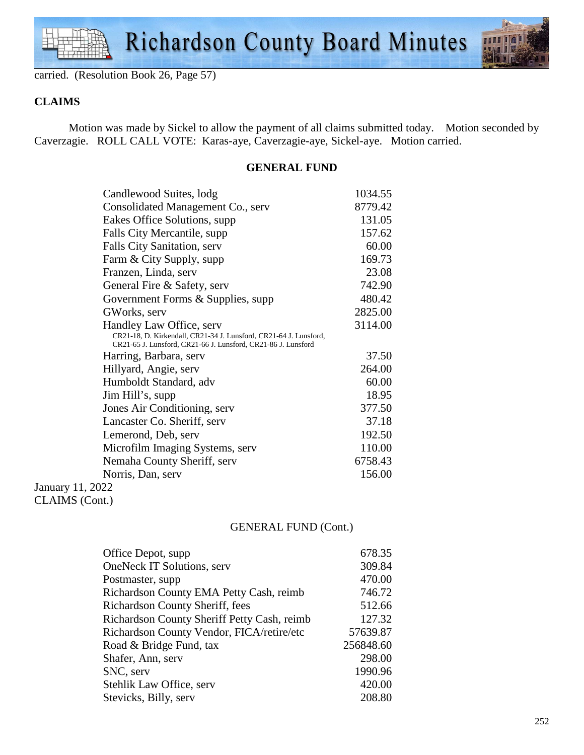carried. (Resolution Book 26, Page 57)

**CLAIMS**

Motion was made by Sickel to allow the payment of all claims submitted today. Motion seconded by Caverzagie. ROLL CALL VOTE: Karas-aye, Caverzagie-aye, Sickel-aye. Motion carried.

**GENERAL FUND**

| | |
|---|---|
| Candlewood Suites, lodg | 1034.55 |
| Consolidated Management Co., serv | 8779.42 |
| Eakes Office Solutions, supp | 131.05 |
| Falls City Mercantile, supp | 157.62 |
| Falls City Sanitation, serv | 60.00 |
| Farm & City Supply, supp | 169.73 |
| Franzen, Linda, serv | 23.08 |
| General Fire & Safety, serv | 742.90 |
| Government Forms & Supplies, supp | 480.42 |
| GWorks, serv | 2825.00 |
| Handley Law Office, serv<br>CR21-18, D. Kirkendall, CR21-34 J. Lunsford, CR21-64 J. Lunsford, CR21-65 J. Lunsford, CR21-66 J. Lunsford, CR21-86 J. Lunsford | 3114.00 |
| Harring, Barbara, serv | 37.50 |
| Hillyard, Angie, serv | 264.00 |
| Humboldt Standard, adv | 60.00 |
| Jim Hill's, supp | 18.95 |
| Jones Air Conditioning, serv | 377.50 |
| Lancaster Co. Sheriff, serv | 37.18 |
| Lemerond, Deb, serv | 192.50 |
| Microfilm Imaging Systems, serv | 110.00 |
| Nemaha County Sheriff, serv | 6758.43 |
| Norris, Dan, serv | 156.00 |

January 11, 2022
CLAIMS (Cont.)

GENERAL FUND (Cont.)

| | |
|---|---|
| Office Depot, supp | 678.35 |
| OneNeck IT Solutions, serv | 309.84 |
| Postmaster, supp | 470.00 |
| Richardson County EMA Petty Cash, reimb | 746.72 |
| Richardson County Sheriff, fees | 512.66 |
| Richardson County Sheriff Petty Cash, reimb | 127.32 |
| Richardson County Vendor, FICA/retire/etc | 57639.87 |
| Road & Bridge Fund, tax | 256848.60 |
| Shafer, Ann, serv | 298.00 |
| SNC, serv | 1990.96 |
| Stehlik Law Office, serv | 420.00 |
| Stevicks, Billy, serv | 208.80 |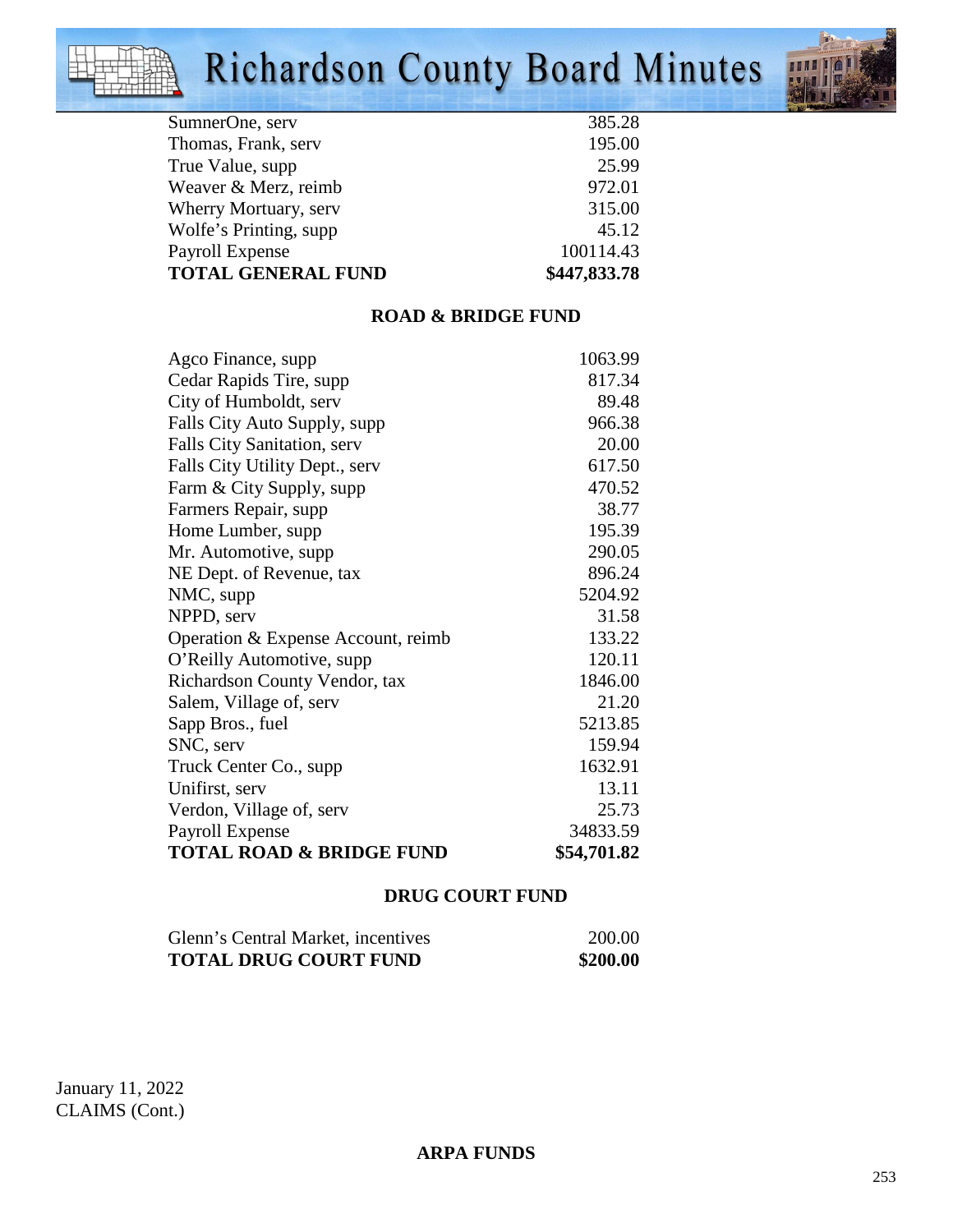| | |
|---|---|
| SumnerOne, serv | 385.28 |
| Thomas, Frank, serv | 195.00 |
| True Value, supp | 25.99 |
| Weaver & Merz, reimb | 972.01 |
| Wherry Mortuary, serv | 315.00 |
| Wolfe's Printing, supp | 45.12 |
| Payroll Expense | 100114.43 |
| **TOTAL GENERAL FUND** | **$447,833.78** |

**ROAD & BRIDGE FUND**

| | |
|---|---|
| Agco Finance, supp | 1063.99 |
| Cedar Rapids Tire, supp | 817.34 |
| City of Humboldt, serv | 89.48 |
| Falls City Auto Supply, supp | 966.38 |
| Falls City Sanitation, serv | 20.00 |
| Falls City Utility Dept., serv | 617.50 |
| Farm & City Supply, supp | 470.52 |
| Farmers Repair, supp | 38.77 |
| Home Lumber, supp | 195.39 |
| Mr. Automotive, supp | 290.05 |
| NE Dept. of Revenue, tax | 896.24 |
| NMC, supp | 5204.92 |
| NPPD, serv | 31.58 |
| Operation & Expense Account, reimb | 133.22 |
| O'Reilly Automotive, supp | 120.11 |
| Richardson County Vendor, tax | 1846.00 |
| Salem, Village of, serv | 21.20 |
| Sapp Bros., fuel | 5213.85 |
| SNC, serv | 159.94 |
| Truck Center Co., supp | 1632.91 |
| Unifirst, serv | 13.11 |
| Verdon, Village of, serv | 25.73 |
| Payroll Expense | 34833.59 |
| **TOTAL ROAD & BRIDGE FUND** | **$54,701.82** |

**DRUG COURT FUND**

| | |
|---|---|
| Glenn's Central Market, incentives | 200.00 |
| **TOTAL DRUG COURT FUND** | **$200.00** |

January 11, 2022
CLAIMS (Cont.)

**ARPA FUNDS**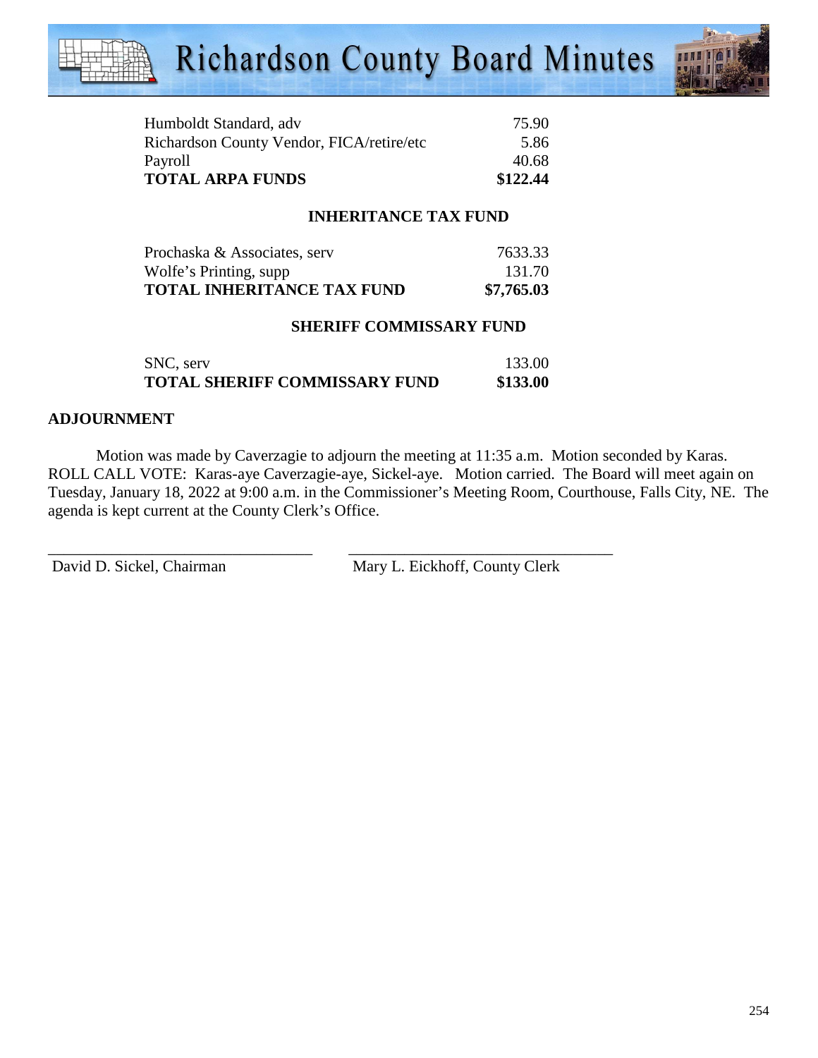| | |
|---|---|
| Humboldt Standard, adv | 75.90 |
| Richardson County Vendor, FICA/retire/etc | 5.86 |
| Payroll | 40.68 |
| **TOTAL ARPA FUNDS** | **\$122.44** |

**INHERITANCE TAX FUND**

| | |
|---|---|
| Prochaska & Associates, serv | 7633.33 |
| Wolfe's Printing, supp | 131.70 |
| **TOTAL INHERITANCE TAX FUND** | **\$7,765.03** |

**SHERIFF COMMISSARY FUND**

| | |
|---|---|
| SNC, serv | 133.00 |
| **TOTAL SHERIFF COMMISSARY FUND** | **\$133.00** |

**ADJOURNMENT**

Motion was made by Caverzagie to adjourn the meeting at 11:35 a.m. Motion seconded by Karas. ROLL CALL VOTE: Karas-aye Caverzagie-aye, Sickel-aye. Motion carried. The Board will meet again on Tuesday, January 18, 2022 at 9:00 a.m. in the Commissioner's Meeting Room, Courthouse, Falls City, NE. The agenda is kept current at the County Clerk's Office.

\_\_\_\_\_\_\_\_\_\_\_\_\_\_\_\_\_\_\_\_\_\_\_\_\_\_\_\_\_\_\_\_\_\_  
David D. Sickel, Chairman

\_\_\_\_\_\_\_\_\_\_\_\_\_\_\_\_\_\_\_\_\_\_\_\_\_\_\_\_\_\_\_\_\_\_  
Mary L. Eickhoff, County Clerk